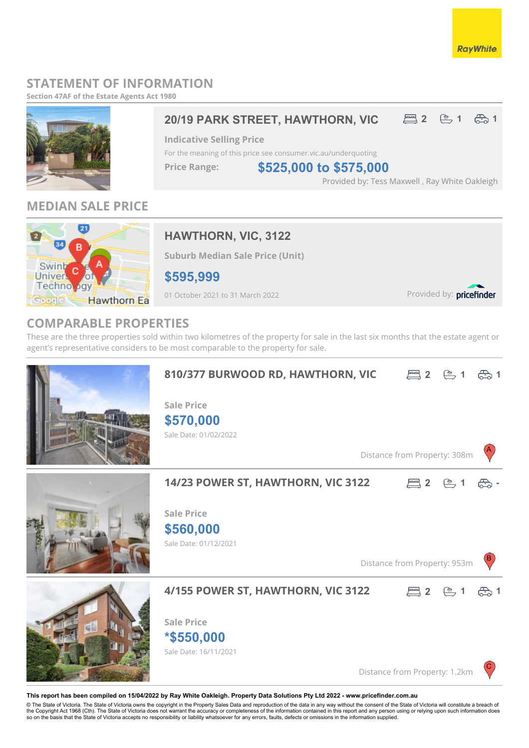# STATEMENT OF INFORMATION

**Section 47AF of the Estate Agents Act 1980**

## 20/19 PARK STREET, HAWTHORN, VIC

2 bed | 1 bath | 1 car

**Indicative Selling Price**

For the meaning of this price see consumer.vic.au/underquoting

**Price Range:** **$525,000 to $575,000**

Provided by: Tess Maxwell , Ray White Oakleigh

## MEDIAN SALE PRICE

### HAWTHORN, VIC, 3122

**Suburb Median Sale Price (Unit)**

**$595,999**

01 October 2021 to 31 March 2022

Provided by: pricefinder

## COMPARABLE PROPERTIES

These are the three properties sold within two kilometres of the property for sale in the last six months that the estate agent or agent's representative considers to be most comparable to the property for sale.

### 810/377 BURWOOD RD, HAWTHORN, VIC

2 bed | 1 bath | 1 car

**Sale Price**

**$570,000**

Sale Date: 01/02/2022

Distance from Property: 308m (A)

### 14/23 POWER ST, HAWTHORN, VIC 3122

2 bed | 1 bath | - car

**Sale Price**

**$560,000**

Sale Date: 01/12/2021

Distance from Property: 953m (B)

### 4/155 POWER ST, HAWTHORN, VIC 3122

2 bed | 1 bath | 1 car

**Sale Price**

***$550,000**

Sale Date: 16/11/2021

Distance from Property: 1.2km (C)

**This report has been compiled on 15/04/2022 by Ray White Oakleigh. Property Data Solutions Pty Ltd 2022 - www.pricefinder.com.au**

© The State of Victoria. The State of Victoria owns the copyright in the Property Sales Data and reproduction of the data in any way without the consent of the State of Victoria will constitute a breach of the Copyright Act 1968 (Cth). The State of Victoria does not warrant the accuracy or completeness of the information contained in this report and any person using or relying upon such information does so on the basis that the State of Victoria accepts no responsibility or liability whatsoever for any errors, faults, defects or omissions in the information supplied.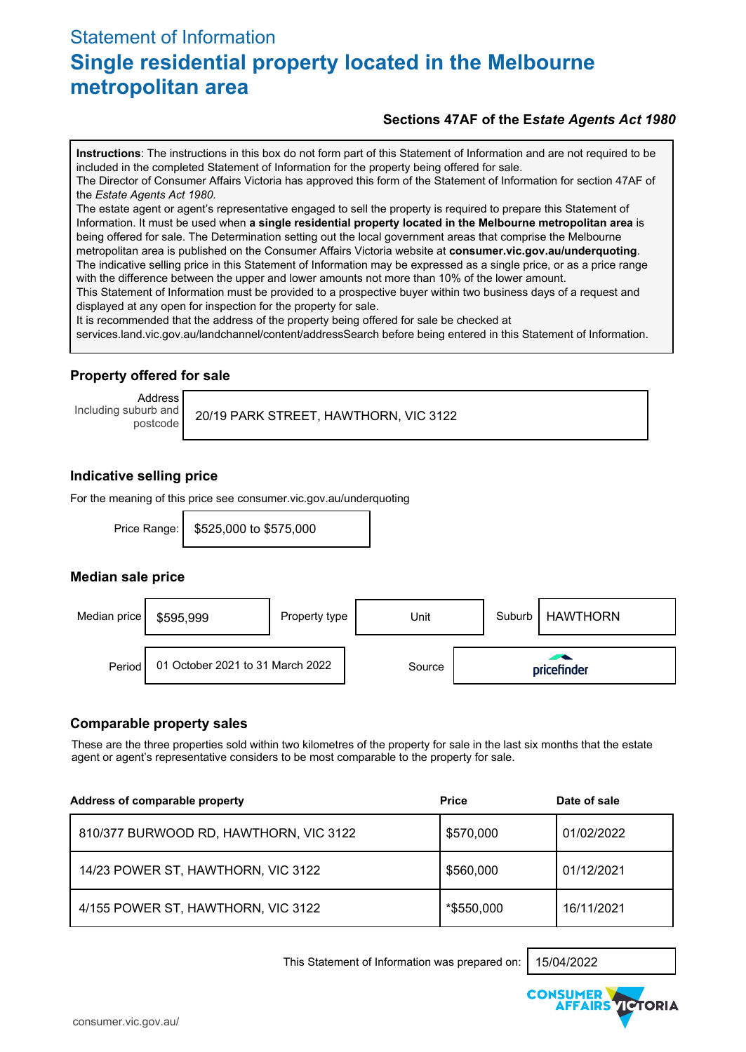# Statement of Information

## Single residential property located in the Melbourne metropolitan area

**Sections 47AF of the E*state Agents Act 1980***

**Instructions**: The instructions in this box do not form part of this Statement of Information and are not required to be included in the completed Statement of Information for the property being offered for sale.
The Director of Consumer Affairs Victoria has approved this form of the Statement of Information for section 47AF of the *Estate Agents Act 1980.*
The estate agent or agent's representative engaged to sell the property is required to prepare this Statement of Information. It must be used when **a single residential property located in the Melbourne metropolitan area** is being offered for sale. The Determination setting out the local government areas that comprise the Melbourne metropolitan area is published on the Consumer Affairs Victoria website at **consumer.vic.gov.au/underquoting**.
The indicative selling price in this Statement of Information may be expressed as a single price, or as a price range with the difference between the upper and lower amounts not more than 10% of the lower amount.
This Statement of Information must be provided to a prospective buyer within two business days of a request and displayed at any open for inspection for the property for sale.
It is recommended that the address of the property being offered for sale be checked at services.land.vic.gov.au/landchannel/content/addressSearch before being entered in this Statement of Information.

### Property offered for sale

Address Including suburb and postcode: 20/19 PARK STREET, HAWTHORN, VIC 3122

### Indicative selling price

For the meaning of this price see consumer.vic.gov.au/underquoting

Price Range: $525,000 to $575,000

### Median sale price

| | | | | | |
|---|---|---|---|---|---|
| Median price | $595,999 | Property type | Unit | Suburb | HAWTHORN |
| Period | 01 October 2021 to 31 March 2022 | Source | pricefinder | | |

### Comparable property sales

These are the three properties sold within two kilometres of the property for sale in the last six months that the estate agent or agent's representative considers to be most comparable to the property for sale.

| Address of comparable property | Price | Date of sale |
|---|---|---|
| 810/377 BURWOOD RD, HAWTHORN, VIC 3122 | $570,000 | 01/02/2022 |
| 14/23 POWER ST, HAWTHORN, VIC 3122 | $560,000 | 01/12/2021 |
| 4/155 POWER ST, HAWTHORN, VIC 3122 | *$550,000 | 16/11/2021 |

This Statement of Information was prepared on: 15/04/2022